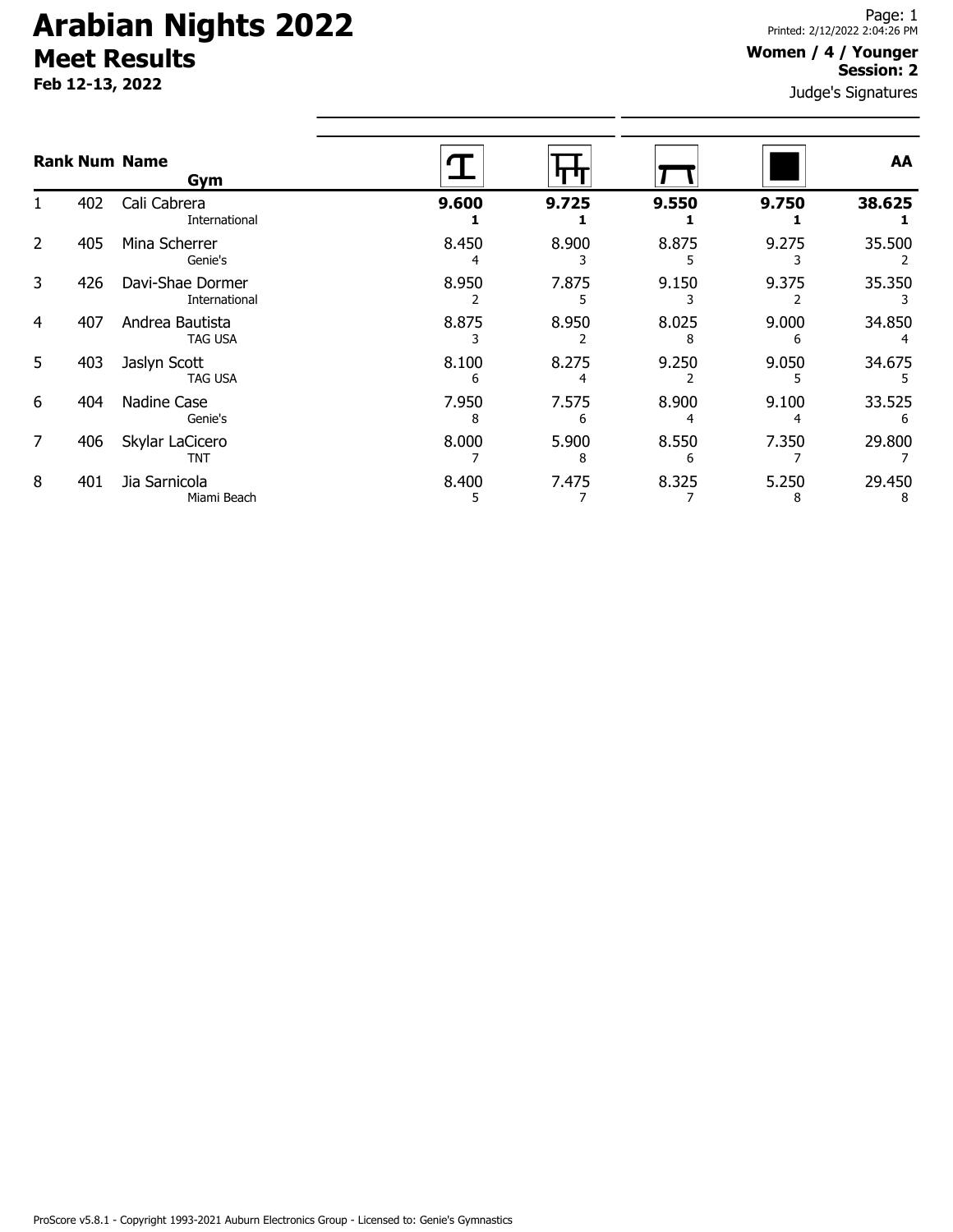# Arabian Nights 2022

## Meet Results

**Feb 12-13, 2022**

Printed: 2/12/2022 2:04:26 PM

**Women / 4 / Younger**
**Session: 2**

Judge's Signatures

| Rank | Num | Name / Gym | Vault | Bars | Beam | Floor | AA |
|---|---|---|---|---|---|---|---|
| 1 | 402 | Cali Cabrera<br>International | **9.600**<br>**1** | **9.725**<br>**1** | **9.550**<br>**1** | **9.750**<br>**1** | **38.625**<br>**1** |
| 2 | 405 | Mina Scherrer<br>Genie's | 8.450<br>4 | 8.900<br>3 | 8.875<br>5 | 9.275<br>3 | 35.500<br>2 |
| 3 | 426 | Davi-Shae Dormer<br>International | 8.950<br>2 | 7.875<br>5 | 9.150<br>3 | 9.375<br>2 | 35.350<br>3 |
| 4 | 407 | Andrea Bautista<br>TAG USA | 8.875<br>3 | 8.950<br>2 | 8.025<br>8 | 9.000<br>6 | 34.850<br>4 |
| 5 | 403 | Jaslyn Scott<br>TAG USA | 8.100<br>6 | 8.275<br>4 | 9.250<br>2 | 9.050<br>5 | 34.675<br>5 |
| 6 | 404 | Nadine Case<br>Genie's | 7.950<br>8 | 7.575<br>6 | 8.900<br>4 | 9.100<br>4 | 33.525<br>6 |
| 7 | 406 | Skylar LaCicero<br>TNT | 8.000<br>7 | 5.900<br>8 | 8.550<br>6 | 7.350<br>7 | 29.800<br>7 |
| 8 | 401 | Jia Sarnicola<br>Miami Beach | 8.400<br>5 | 7.475<br>7 | 8.325<br>7 | 5.250<br>8 | 29.450<br>8 |

ProScore v5.8.1 - Copyright 1993-2021 Auburn Electronics Group - Licensed to: Genie's Gymnastics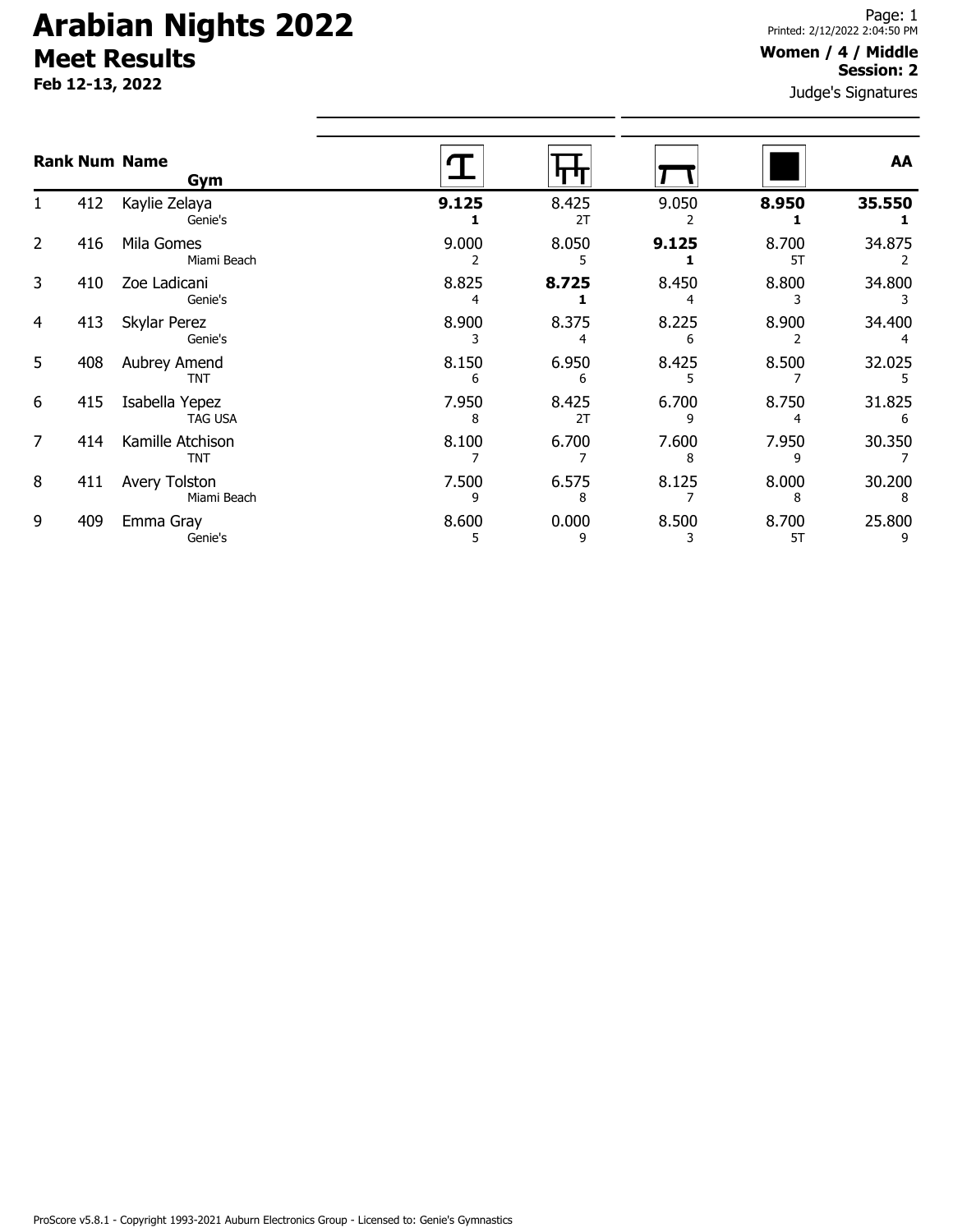# Arabian Nights 2022

## Meet Results

**Feb 12-13, 2022**

Printed: 2/12/2022 2:04:50 PM

**Women / 4 / Middle**
**Session: 2**

Judge's Signatures

| Rank | Num | Name / Gym | Vault | Bars | Beam | Floor | AA |
|---|---|---|---|---|---|---|---|
| 1 | 412 | Kaylie Zelaya<br>Genie's | **9.125**<br>**1** | 8.425<br>2T | 9.050<br>2 | **8.950**<br>**1** | **35.550**<br>**1** |
| 2 | 416 | Mila Gomes<br>Miami Beach | 9.000<br>2 | 8.050<br>5 | **9.125**<br>**1** | 8.700<br>5T | 34.875<br>2 |
| 3 | 410 | Zoe Ladicani<br>Genie's | 8.825<br>4 | **8.725**<br>**1** | 8.450<br>4 | 8.800<br>3 | 34.800<br>3 |
| 4 | 413 | Skylar Perez<br>Genie's | 8.900<br>3 | 8.375<br>4 | 8.225<br>6 | 8.900<br>2 | 34.400<br>4 |
| 5 | 408 | Aubrey Amend<br>TNT | 8.150<br>6 | 6.950<br>6 | 8.425<br>5 | 8.500<br>7 | 32.025<br>5 |
| 6 | 415 | Isabella Yepez<br>TAG USA | 7.950<br>8 | 8.425<br>2T | 6.700<br>9 | 8.750<br>4 | 31.825<br>6 |
| 7 | 414 | Kamille Atchison<br>TNT | 8.100<br>7 | 6.700<br>7 | 7.600<br>8 | 7.950<br>9 | 30.350<br>7 |
| 8 | 411 | Avery Tolston<br>Miami Beach | 7.500<br>9 | 6.575<br>8 | 8.125<br>7 | 8.000<br>8 | 30.200<br>8 |
| 9 | 409 | Emma Gray<br>Genie's | 8.600<br>5 | 0.000<br>9 | 8.500<br>3 | 8.700<br>5T | 25.800<br>9 |

ProScore v5.8.1 - Copyright 1993-2021 Auburn Electronics Group - Licensed to: Genie's Gymnastics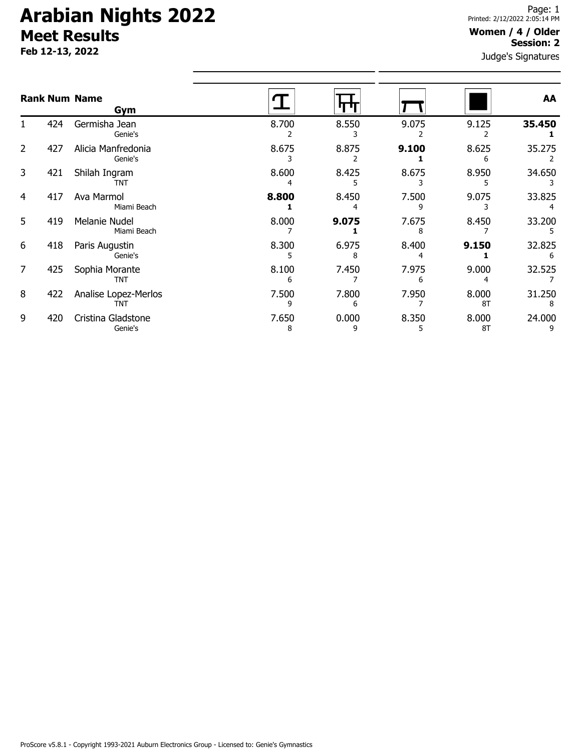# Arabian Nights 2022

## Meet Results

**Feb 12-13, 2022**

Printed: 2/12/2022 2:05:14 PM

**Women / 4 / Older**
**Session: 2**

Judge's Signatures

| Rank | Num | Name / Gym | Vault | Bars | Beam | Floor | AA |
|---|---|---|---|---|---|---|---|
| 1 | 424 | Germisha Jean<br>Genie's | 8.700<br>2 | 8.550<br>3 | 9.075<br>2 | 9.125<br>2 | **35.450**<br>**1** |
| 2 | 427 | Alicia Manfredonia<br>Genie's | 8.675<br>3 | 8.875<br>2 | **9.100**<br>**1** | 8.625<br>6 | 35.275<br>2 |
| 3 | 421 | Shilah Ingram<br>TNT | 8.600<br>4 | 8.425<br>5 | 8.675<br>3 | 8.950<br>5 | 34.650<br>3 |
| 4 | 417 | Ava Marmol<br>Miami Beach | **8.800**<br>**1** | 8.450<br>4 | 7.500<br>9 | 9.075<br>3 | 33.825<br>4 |
| 5 | 419 | Melanie Nudel<br>Miami Beach | 8.000<br>7 | **9.075**<br>**1** | 7.675<br>8 | 8.450<br>7 | 33.200<br>5 |
| 6 | 418 | Paris Augustin<br>Genie's | 8.300<br>5 | 6.975<br>8 | 8.400<br>4 | **9.150**<br>**1** | 32.825<br>6 |
| 7 | 425 | Sophia Morante<br>TNT | 8.100<br>6 | 7.450<br>7 | 7.975<br>6 | 9.000<br>4 | 32.525<br>7 |
| 8 | 422 | Analise Lopez-Merlos<br>TNT | 7.500<br>9 | 7.800<br>6 | 7.950<br>7 | 8.000<br>8T | 31.250<br>8 |
| 9 | 420 | Cristina Gladstone<br>Genie's | 7.650<br>8 | 0.000<br>9 | 8.350<br>5 | 8.000<br>8T | 24.000<br>9 |

ProScore v5.8.1 - Copyright 1993-2021 Auburn Electronics Group - Licensed to: Genie's Gymnastics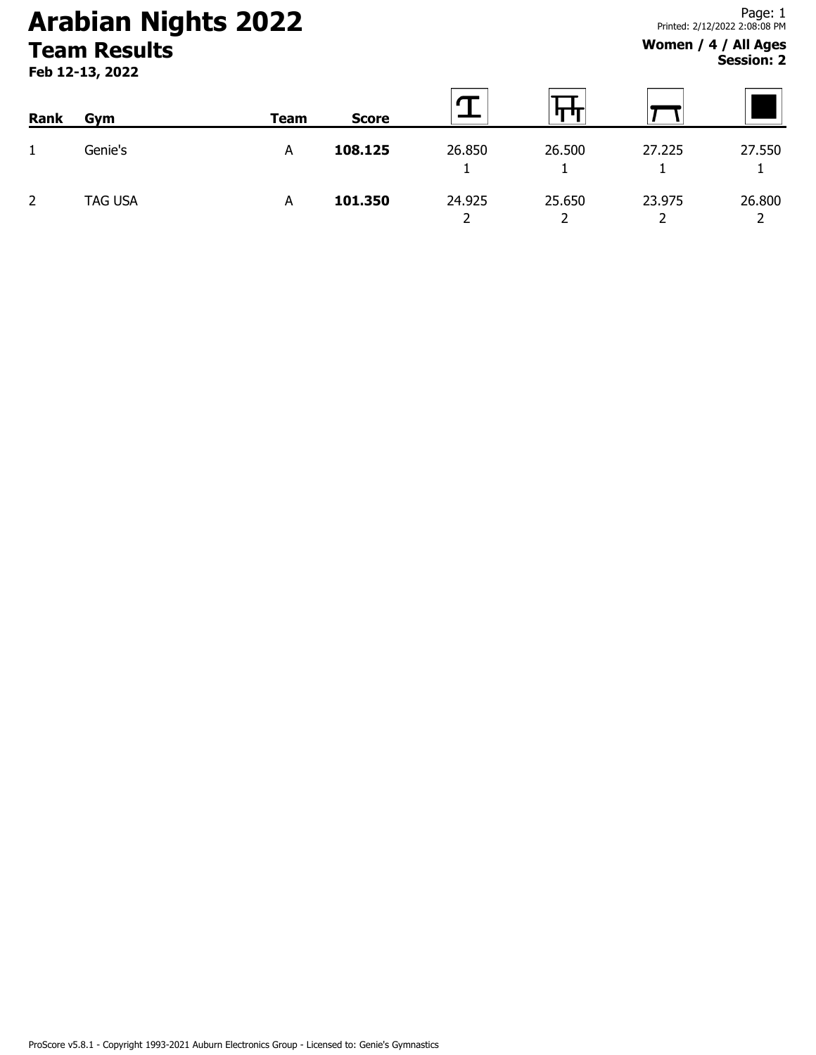# Arabian Nights 2022
## Team Results
**Feb 12-13, 2022**

**Women / 4 / All Ages**
**Session: 2**

| Rank | Gym | Team | Score | Vault | Bars | Beam | Floor |
|---|---|---|---|---|---|---|---|
| 1 | Genie's | A | **108.125** | 26.850<br>1 | 26.500<br>1 | 27.225<br>1 | 27.550<br>1 |
| 2 | TAG USA | A | **101.350** | 24.925<br>2 | 25.650<br>2 | 23.975<br>2 | 26.800<br>2 |

ProScore v5.8.1 - Copyright 1993-2021 Auburn Electronics Group - Licensed to: Genie's Gymnastics